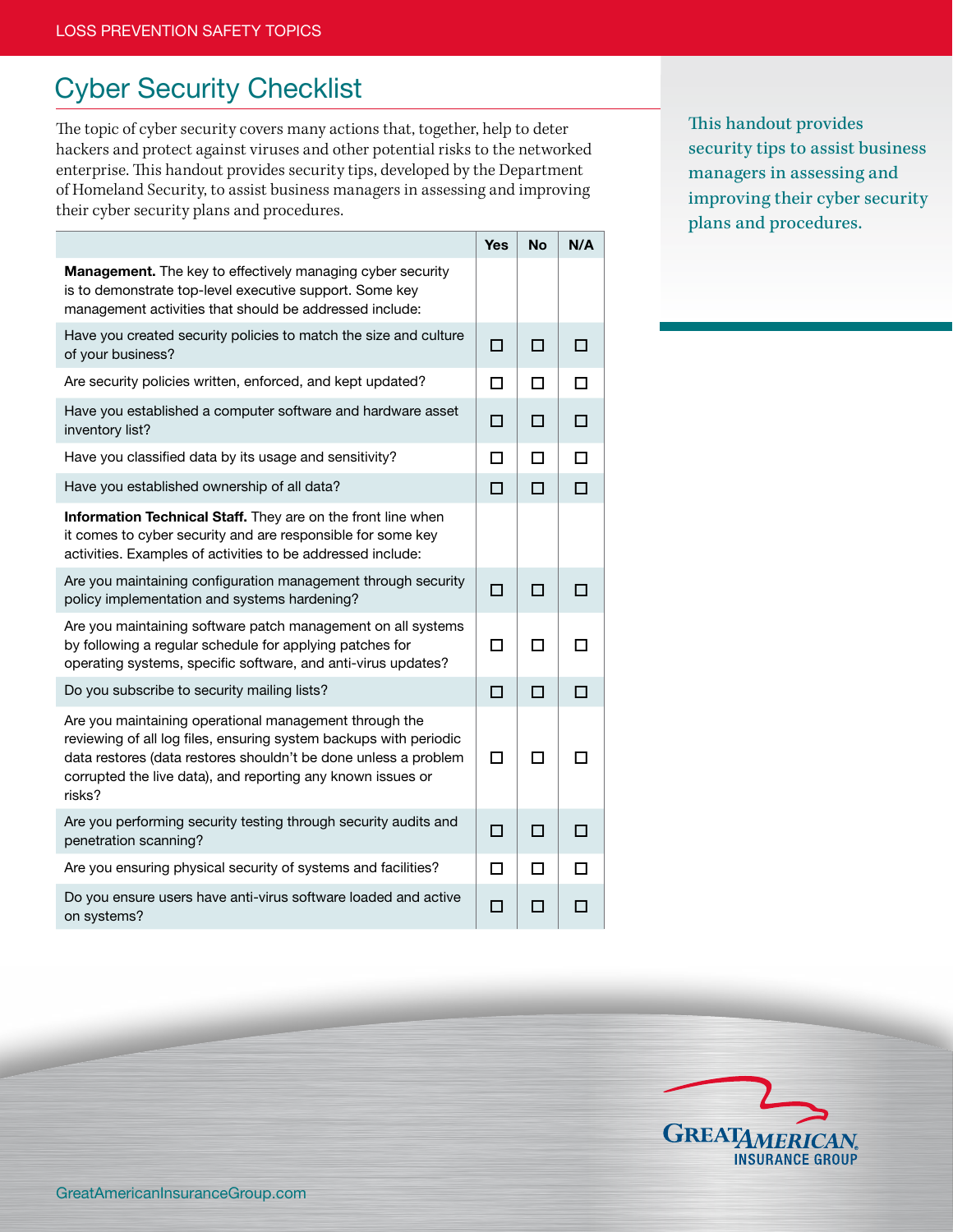# Cyber Security Checklist

The topic of cyber security covers many actions that, together, help to deter hackers and protect against viruses and other potential risks to the networked enterprise. This handout provides security tips, developed by the Department of Homeland Security, to assist business managers in assessing and improving their cyber security plans and procedures.

This handout provides security tips to assist business managers in assessing and improving their cyber security plans and procedures.

| | Yes | No | N/A |
|---|---|---|---|
| **Management.** The key to effectively managing cyber security is to demonstrate top-level executive support. Some key management activities that should be addressed include: | | | |
| Have you created security policies to match the size and culture of your business? | ☐ | ☐ | ☐ |
| Are security policies written, enforced, and kept updated? | ☐ | ☐ | ☐ |
| Have you established a computer software and hardware asset inventory list? | ☐ | ☐ | ☐ |
| Have you classified data by its usage and sensitivity? | ☐ | ☐ | ☐ |
| Have you established ownership of all data? | ☐ | ☐ | ☐ |
| **Information Technical Staff.** They are on the front line when it comes to cyber security and are responsible for some key activities. Examples of activities to be addressed include: | | | |
| Are you maintaining configuration management through security policy implementation and systems hardening? | ☐ | ☐ | ☐ |
| Are you maintaining software patch management on all systems by following a regular schedule for applying patches for operating systems, specific software, and anti-virus updates? | ☐ | ☐ | ☐ |
| Do you subscribe to security mailing lists? | ☐ | ☐ | ☐ |
| Are you maintaining operational management through the reviewing of all log files, ensuring system backups with periodic data restores (data restores shouldn't be done unless a problem corrupted the live data), and reporting any known issues or risks? | ☐ | ☐ | ☐ |
| Are you performing security testing through security audits and penetration scanning? | ☐ | ☐ | ☐ |
| Are you ensuring physical security of systems and facilities? | ☐ | ☐ | ☐ |
| Do you ensure users have anti-virus software loaded and active on systems? | ☐ | ☐ | ☐ |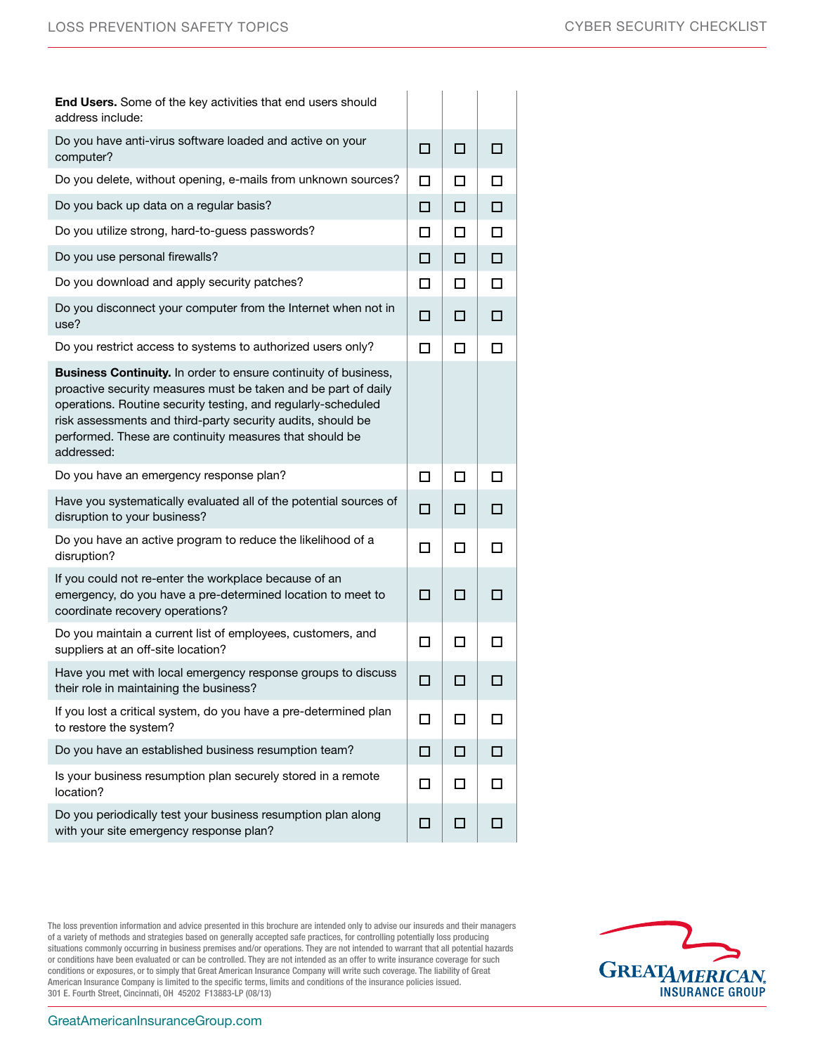| | | | |
|---|---|---|---|
| **End Users.** Some of the key activities that end users should address include: | | | |
| Do you have anti-virus software loaded and active on your computer? | ☐ | ☐ | ☐ |
| Do you delete, without opening, e-mails from unknown sources? | ☐ | ☐ | ☐ |
| Do you back up data on a regular basis? | ☐ | ☐ | ☐ |
| Do you utilize strong, hard-to-guess passwords? | ☐ | ☐ | ☐ |
| Do you use personal firewalls? | ☐ | ☐ | ☐ |
| Do you download and apply security patches? | ☐ | ☐ | ☐ |
| Do you disconnect your computer from the Internet when not in use? | ☐ | ☐ | ☐ |
| Do you restrict access to systems to authorized users only? | ☐ | ☐ | ☐ |
| **Business Continuity.** In order to ensure continuity of business, proactive security measures must be taken and be part of daily operations. Routine security testing, and regularly-scheduled risk assessments and third-party security audits, should be performed. These are continuity measures that should be addressed: | | | |
| Do you have an emergency response plan? | ☐ | ☐ | ☐ |
| Have you systematically evaluated all of the potential sources of disruption to your business? | ☐ | ☐ | ☐ |
| Do you have an active program to reduce the likelihood of a disruption? | ☐ | ☐ | ☐ |
| If you could not re-enter the workplace because of an emergency, do you have a pre-determined location to meet to coordinate recovery operations? | ☐ | ☐ | ☐ |
| Do you maintain a current list of employees, customers, and suppliers at an off-site location? | ☐ | ☐ | ☐ |
| Have you met with local emergency response groups to discuss their role in maintaining the business? | ☐ | ☐ | ☐ |
| If you lost a critical system, do you have a pre-determined plan to restore the system? | ☐ | ☐ | ☐ |
| Do you have an established business resumption team? | ☐ | ☐ | ☐ |
| Is your business resumption plan securely stored in a remote location? | ☐ | ☐ | ☐ |
| Do you periodically test your business resumption plan along with your site emergency response plan? | ☐ | ☐ | ☐ |

The loss prevention information and advice presented in this brochure are intended only to advise our insureds and their managers of a variety of methods and strategies based on generally accepted safe practices, for controlling potentially loss producing situations commonly occurring in business premises and/or operations. They are not intended to warrant that all potential hazards or conditions have been evaluated or can be controlled. They are not intended as an offer to write insurance coverage for such conditions or exposures, or to simply that Great American Insurance Company will write such coverage. The liability of Great American Insurance Company is limited to the specific terms, limits and conditions of the insurance policies issued.
301 E. Fourth Street, Cincinnati, OH 45202 F13883-LP (08/13)

GREAT AMERICAN INSURANCE GROUP

GreatAmericanInsuranceGroup.com